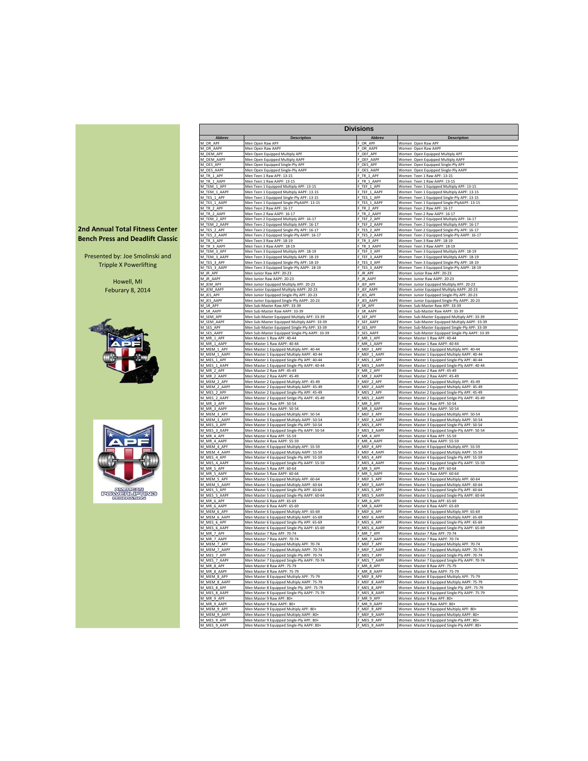**2nd Annual Total Fitness Center Bench Press and Deadlift Classic**

Presented by: Joe Smolinski and Tripple X Powerlifting

Howell, MI
Feburary 8, 2014

AMERICAN POWERLIFTING FEDERATION

## Divisions

| Abbrev | Description | Abbrev | Description |
|---|---|---|---|
| M_OR_APF | Men Open Raw APF | F_OR_APF | Women Open Raw APF |
| M_OR_AAPF | Men Open Raw AAPF | F_OR_AAPF | Women Open Raw AAPF |
| M_OEM_APF | Men Open Equipped Multiply APF | F_OEF_APF | Women Open Equipped Multiply APF |
| M_OEM_AAPF | Men Open Equipped Multiply AAPF | F_OEF_AAPF | Women Open Equipped Multiply AAPF |
| M_OES_APF | Men Open Equipped Single-Ply APF | F_OES_APF | Women Open Equipped Single-Ply APF |
| M_OES_AAPF | Men Open Equipped Single-Ply AAPF | F_OES_AAPF | Women Open Equipped Single-Ply AAPF |
| M_TR_1_APF | Men Teen 1 Raw APF: 13-15 | F_TR_1_APF | Women Teen 1 Raw APF: 13-15 |
| M_TR_1_AAPF | Men Teen 1 Raw AAPF: 13-15 | F_TR_1_AAPF | Women Teen 1 Raw AAPF: 13-15 |
| M_TEM_1_APF | Men Teen 1 Equipped Multiply APF: 13-15 | F_TEF_1_APF | Women Teen 1 Equipped Multiply APF: 13-15 |
| M_TEM_1_AAPF | Men Teen 1 Equipped Multiply AAPF: 13-15 | F_TEF_1_AAPF | Women Teen 1 Equipped Multiply AAPF: 13-15 |
| M_TES_1_APF | Men Teen 1 Equipped Single-Ply APF: 13-15 | F_TES_1_APF | Women Teen 1 Equipped Single-Ply APF: 13-15 |
| M_TES_1_AAPF | Men Teen 1 Equipped Single-PlyAAPF: 13-15 | F_TES_1_AAPF | Women Teen 1 Equipped Single-PlyAAPF: 13-15 |
| M_TR_2_APF | Men Teen 2 Raw APF: 16-17 | F_TR_2_APF | Women Teen 2 Raw APF: 16-17 |
| M_TR_2_AAPF | Men Teen 2 Raw AAPF: 16-17 | F_TR_2_AAPF | Women Teen 2 Raw AAPF: 16-17 |
| M_TEM_2_APF | Men Teen 2 Equipped Multiply APF: 16-17 | F_TEF_2_APF | Women Teen 2 Equipped Multiply APF: 16-17 |
| M_TEM_2_AAPF | Men Teen 2 Equipped Multiply AAPF: 16-17 | F_TEF_2_AAPF | Women Teen 2 Equipped Multiply AAPF: 16-17 |
| M_TES_2_APF | Men Teen 2 Equipped Single-Ply APF: 16-17 | F_TES_2_APF | Women Teen 2 Equipped Single-Ply APF: 16-17 |
| M_TES_2_AAPF | Men Teen 2 Equipped Single-Ply AAPF: 16-17 | F_TES_2_AAPF | Women Teen 2 Equipped Single-Ply AAPF: 16-17 |
| M_TR_3_APF | Men Teen 3 Raw APF: 18-19 | F_TR_3_APF | Women Teen 3 Raw APF: 18-19 |
| M_TR_3_AAPF | Men Teen 3 Raw AAPF: 18-19 | F_TR_3_AAPF | Women Teen 3 Raw AAPF: 18-19 |
| M_TEM_3_APF | Men Teen 3 Equipped Multiply APF: 18-19 | F_TEF_3_APF | Women Teen 3 Equipped Multiply APF: 18-19 |
| M_TEM_3_AAPF | Men Teen 3 Equipped Multiply AAPF: 18-19 | F_TEF_3_AAPF | Women Teen 3 Equipped Multiply AAPF: 18-19 |
| M_TES_3_APF | Men Teen 3 Equipped Single-Ply APF: 18-19 | F_TES_3_APF | Women Teen 3 Equipped Single-Ply APF: 18-19 |
| M_TES_3_AAPF | Men Teen 3 Equipped Single-Ply AAPF: 18-19 | F_TES_3_AAPF | Women Teen 3 Equipped Single-Ply AAPF: 18-19 |
| M_JR_APF | Men Junior Raw APF: 20-23 | F_JR_APF | Women Junior Raw APF: 20-23 |
| M_JR_AAPF | Men Junior Raw AAPF: 20-23 | F_JR_AAPF | Women Junior Raw AAPF: 20-23 |
| M_JEM_APF | Men Junior Equipped Multiply APF: 20-23 | F_JEF_APF | Women Junior Equipped Multiply APF: 20-23 |
| M_JEM_AAPF | Men Junior Equipped Multiply AAPF: 20-23 | F_JEF_AAPF | Women Junior Equipped Multiply AAPF: 20-23 |
| M_JES_APF | Men Junior Equipped Single-Ply APF: 20-23 | F_JES_APF | Women Junior Equipped Single-Ply APF: 20-23 |
| M_JES_AAPF | Men Junior Equipped Single-Ply AAPF: 20-23 | F_JES_AAPF | Women Junior Equipped Single-Ply AAPF: 20-23 |
| M_SR_APF | Men Sub-Master Raw APF: 33-39 | F_SR_APF | Women Sub-Master Raw APF: 33-39 |
| M_SR_AAPF | Men Sub-Master Raw AAPF: 33-39 | F_SR_AAPF | Women Sub-Master Raw AAPF: 33-39 |
| M_SEM_APF | Men Sub-Master Equipped Multiply APF: 33-39 | F_SEF_APF | Women Sub-Master Equipped Multiply APF: 33-39 |
| M_SEM_AAPF | Men Sub-Master Equipped Multiply AAPF: 33-39 | F_SEF_AAPF | Women Sub-Master Equipped Multiply AAPF: 33-39 |
| M_SES_APF | Men Sub-Master Equipped Single-Ply APF: 33-39 | F_SES_APF | Women Sub-Master Equipped Single-Ply APF: 33-39 |
| M_SES_AAPF | Men Sub-Master Equipped Single-Ply AAPF: 33-39 | F_SES_AAPF | Women Sub-Master Equipped Single-Ply AAPF: 33-39 |
| M_MR_1_APF | Men Master 1 Raw APF: 40-44 | F_MR_1_APF | Women Master 1 Raw APF: 40-44 |
| M_MR_1_AAPF | Men Master 1 Raw AAPF: 40-44 | F_MR_1_AAPF | Women Master 1 Raw AAPF: 40-44 |
| M_MEM_1_APF | Men Master 1 Equipped Multiply APF: 40-44 | F_MEF_1_APF | Women Master 1 Equipped Mulitply APF: 40-44 |
| M_MEM_1_AAPF | Men Master 1 Equipped Multiply AAPF: 40-44 | F_MEF_1_AAPF | Women Master 1 Equipped Multiply AAPF: 40-44 |
| M_MES_1_APF | Men Master 1 Equipped Single-Ply APF: 40-44 | F_MES_1_APF | Women Master 1 Equipped Single-Ply APF: 40-44 |
| M_MES_1_AAPF | Men Master 1 Equipped Single-Ply AAPF: 40-44 | F_MES_1_AAPF | Women Master 1 Equipped Single-Ply AAPF: 40-44 |
| M_MR_2_APF | Men Master 2 Raw APF: 45-49 | F_MR_2_APF | Women Master 2 Raw APF: 45-49 |
| M_MR_2_AAPF | Men Master 2 Raw AAPF: 45-49 | F_MR_2_AAPF | Women Master 2 Raw AAPF: 45-49 |
| M_MEM_2_APF | Men Master 2 Equipped Mulitply APF: 45-49 | F_MEF_2_APF | Women Master 2 Equipped Mulitply APF: 45-49 |
| M_MEM_2_AAPF | Men Master 2 Equipped Multiply AAPF: 45-49 | F_MEF_2_AAPF | Women Master 2 Equipped Multiply AAPF: 45-49 |
| M_MES_2_APF | Men Master 2 Equipped Single-Ply APF: 45-49 | F_MES_2_APF | Women Master 2 Equipped Single-Ply APF: 45-49 |
| M_MES_2_AAPF | Men Master 2 Equipped Single-Ply AAPF: 45-49 | F_MES_2_AAPF | Women Master 2 Equipped Single-Ply AAPF: 45-49 |
| M_MR_3_APF | Men Master 3 Raw APF: 50-54 | F_MR_3_APF | Women Master 3 Raw APF: 50-54 |
| M_MR_3_AAPF | Men Master 3 Raw AAPF: 50-54 | F_MR_3_AAPF | Women Master 3 Raw AAPF: 50-54 |
| M_MEM_3_APF | Men Master 3 Equipped Mulitply APF: 50-54 | F_MEF_3_APF | Women Master 3 Equipped Mulitply APF: 50-54 |
| M_MEM_3_AAPF | Men Master 3 Equipped Multiply AAPF: 50-54 | F_MEF_3_AAPF | Women Master 3 Equipped Multiply AAPF: 50-54 |
| M_MES_3_APF | Men Master 3 Equipped Single-Ply APF: 50-54 | F_MES_3_APF | Women Master 3 Equipped Single-Ply APF: 50-54 |
| M_MES_3_AAPF | Men Master 3 Equipped Single-Ply AAPF: 50-54 | F_MES_3_AAPF | Women Master 3 Equipped Single-Ply AAPF: 50-54 |
| M_MR_4_APF | Men Master 4 Raw APF: 55-59 | F_MR_4_APF | Women Master 4 Raw APF: 55-59 |
| M_MR_4_AAPF | Men Master 4 Raw AAPF: 55-59 | F_MR_4_AAPF | Women Master 4 Raw AAPF: 55-59 |
| M_MEM_4_APF | Men Master 4 Equipped Mulitply APF: 55-59 | F_MEF_4_APF | Women Master 4 Equipped Mulitply APF: 55-59 |
| M_MEM_4_AAPF | Men Master 4 Equipped Multiply AAPF: 55-59 | F_MEF_4_AAPF | Women Master 4 Equipped Multiply AAPF: 55-59 |
| M_MES_4_APF | Men Master 4 Equipped Single-Ply APF: 55-59 | F_MES_4_APF | Women Master 4 Equipped Single-Ply APF: 55-59 |
| M_MES_4_AAPF | Men Master 4 Equipped Single-Ply AAPF: 55-59 | F_MES_4_AAPF | Women Master 4 Equipped Single-Ply AAPF: 55-59 |
| M_MR_5_APF | Men Master 5 Raw APF: 60-64 | F_MR_5_APF | Women Master 5 Raw APF: 60-64 |
| M_MR_5_AAPF | Men Master 5 Raw AAPF: 60-64 | F_MR_5_AAPF | Women Master 5 Raw AAPF: 60-64 |
| M_MEM_5_APF | Men Master 5 Equipped Multiply APF: 60-64 | F_MEF_5_APF | Women Master 5 Equipped Mulitply APF: 60-64 |
| M_MEM_5_AAPF | Men Master 5 Equipped Multiply AAPF: 60-64 | F_MEF_5_AAPF | Women Master 5 Equipped Multiply AAPF: 60-64 |
| M_MES_5_APF | Men Master 5 Equipped Single-Ply APF: 60-64 | F_MES_5_APF | Women Master 5 Equipped Single-Ply APF: 60-64 |
| M_MES_5_AAPF | Men Master 5 Equipped Single-Ply AAPF: 60-64 | F_MES_5_AAPF | Women Master 5 Equipped Single-Ply AAPF: 60-64 |
| M_MR_6_APF | Men Master 6 Raw APF: 65-69 | F_MR_6_APF | Women Master 6 Raw APF: 65-69 |
| M_MR_6_AAPF | Men Master 6 Raw AAPF: 65-69 | F_MR_6_AAPF | Women Master 6 Raw AAPF: 65-69 |
| M_MEM_6_APF | Men Master 6 Equipped Multiply APF: 65-69 | F_MEF_6_APF | Women Master 6 Equipped Mulitply APF: 65-69 |
| M_MEM_6_AAPF | Men Master 6 Equipped Multiply AAPF: 65-69 | F_MEF_6_AAPF | Women Master 6 Equipped Multiply AAPF: 65-69 |
| M_MES_6_APF | Men Master 6 Equipped Single-Ply APF: 65-69 | F_MES_6_APF | Women Master 6 Equipped Single-Ply APF: 65-69 |
| M_MES_6_AAPF | Men Master 6 Equipped Single-Ply AAPF: 65-69 | F_MES_6_AAPF | Women Master 6 Equipped Single-Ply AAPF: 65-69 |
| M_MR_7_APF | Men Master 7 Raw APF: 70-74 | F_MR_7_APF | Women Master 7 Raw APF: 70-74 |
| M_MR_7_AAPF | Men Master 7 Raw AAPF: 70-74 | F_MR_7_AAPF | Women Master 7 Raw AAPF: 70-74 |
| M_MEM_7_APF | Men Master 7 Equipped Multiply APF: 70-74 | F_MEF_7_APF | Women Master 7 Equipped Mulitply APF: 70-74 |
| M_MEM_7_AAPF | Men Master 7 Equipped Multiply AAPF: 70-74 | F_MEF_7_AAPF | Women Master 7 Equipped Multiply AAPF: 70-74 |
| M_MES_7_APF | Men Master 7 Equipped Single-Ply APF: 70-74 | F_MES_7_APF | Women Master 7 Equipped Single-Ply APF: 70-74 |
| M_MES_7_AAPF | Men Master 7 Equipped Single-Ply AAPF: 70-74 | F_MES_7_AAPF | Women Master 7 Equipped Single-Ply AAPF: 70-74 |
| M_MR_8_APF | Men Master 8 Raw APF: 75-79 | F_MR_8_APF | Women Master 8 Raw APF: 75-79 |
| M_MR_8_AAPF | Men Master 8 Raw AAPF: 75-79 | F_MR_8_AAPF | Women Master 8 Raw AAPF: 75-79 |
| M_MEM_8_APF | Men Master 8 Equipped Mulitply APF: 75-79 | F_MEF_8_APF | Women Master 8 Equipped Mulitply APF: 75-79 |
| M_MEM_8_AAPF | Men Master 8 Equipped Multiply AAPF: 75-79 | F_MEF_8_AAPF | Women Master 8 Equipped Multiply AAPF: 75-79 |
| M_MES_8_APF | Men Master 8 Equipped Single-Ply APF: 75-79 | F_MES_8_APF | Women Master 8 Equipped Single-Ply APF: 75-79 |
| M_MES_8_AAPF | Men Master 8 Equipped Single-Ply AAPF: 75-79 | F_MES_8_AAPF | Women Master 8 Equipped Single-Ply AAPF: 75-79 |
| M_MR_9_APF | Men Master 9 Raw APF: 80+ | F_MR_9_APF | Women Master 9 Raw APF: 80+ |
| M_MR_9_AAPF | Men Master 9 Raw AAPF: 80+ | F_MR_9_AAPF | Women Master 9 Raw AAPF: 80+ |
| M_MEM_9_APF | Men Master 9 Equipped Multiply APF: 80+ | F_MEF_9_APF | Women Master 9 Equipped Mulitply APF: 80+ |
| M_MEM_9_AAPF | Men Master 9 Equipped Multiply AAPF: 80+ | F_MEF_9_AAPF | Women Master 9 Equipped Multiply AAPF: 80+ |
| M_MES_9_APF | Men Master 9 Equipped Single-Ply APF: 80+ | F_MES_9_APF | Women Master 9 Equipped Single-Ply APF: 80+ |
| M_MES_9_AAPF | Men Master 9 Equipped Single-Ply AAPF: 80+ | F_MES_9_AAPF | Women Master 9 Equipped Single-Ply AAPF: 80+ |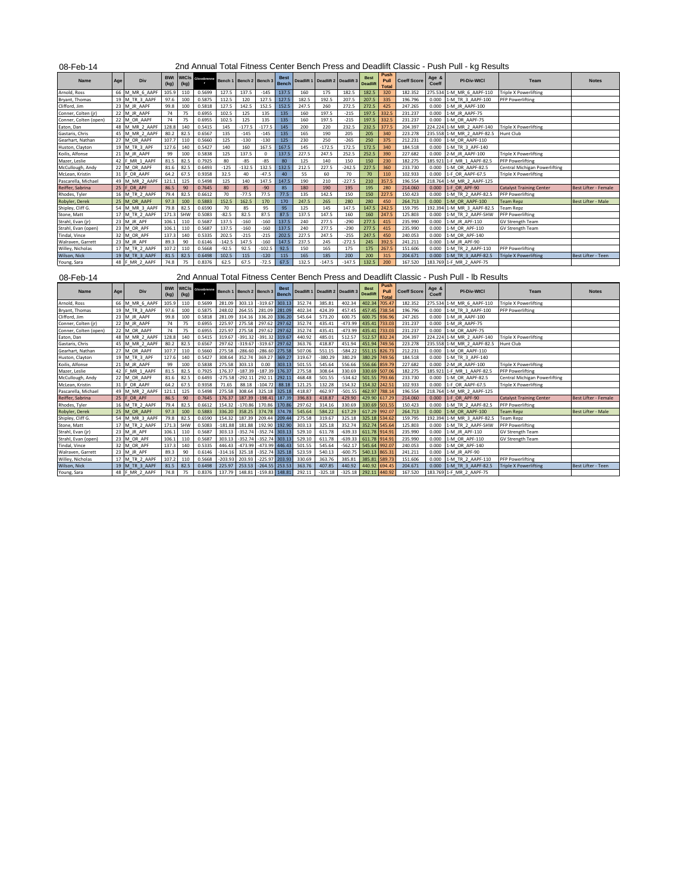08-Feb-14

## 2nd Annual Total Fitness Center Bench Press and Deadlift Classic - Push Pull - kg Results

| Name | Age | Div | BWt (kg) | WtCls (kg) | Glossbrenner | Bench 1 | Bench 2 | Bench 3 | Best Bench | Deadlift 1 | Deadlift 2 | Deadlift 3 | Best Deadlift | Push Pull Total | Coeff Score | Age & Coeff | Pl-Div-WtCl | Team | Notes |
|---|---|---|---|---|---|---|---|---|---|---|---|---|---|---|---|---|---|---|---|
| Arnold, Ross | 66 | M_MR_6_AAPF | 105.9 | 110 | 0.5699 | 127.5 | 137.5 | -145 | 137.5 | 160 | 175 | 182.5 | 182.5 | 320 | 182.352 | 275.534 | 1-M_MR_6_AAPF-110 | Triple X Powerlifting | |
| Bryant, Thomas | 19 | M_TR_3_AAPF | 97.6 | 100 | 0.5875 | 112.5 | 120 | 127.5 | 127.5 | 182.5 | 192.5 | 207.5 | 207.5 | 335 | 196.796 | 0.000 | 1-M_TR_3_AAPF-100 | PFP Powerlifting | |
| Clifford, Jim | 23 | M_JR_AAPF | 99.8 | 100 | 0.5818 | 127.5 | 142.5 | 152.5 | 152.5 | 247.5 | 260 | 272.5 | 272.5 | 425 | 247.265 | 0.000 | 1-M_JR_AAPF-100 | | |
| Conner, Colten (jr) | 22 | M_JR_AAPF | 74 | 75 | 0.6955 | 102.5 | 125 | 135 | 135 | 160 | 197.5 | -215 | 197.5 | 332.5 | 231.237 | 0.000 | 1-M_JR_AAPF-75 | | |
| Conner, Colten (open) | 22 | M_OR_AAPF | 74 | 75 | 0.6955 | 102.5 | 125 | 135 | 135 | 160 | 197.5 | -215 | 197.5 | 332.5 | 231.237 | 0.000 | 1-M_OR_AAPF-75 | | |
| Eaton, Dan | 48 | M_MR_2_AAPF | 128.8 | 140 | 0.5415 | 145 | -177.5 | -177.5 | 145 | 200 | 220 | 232.5 | 232.5 | 377.5 | 204.397 | 224.224 | 1-M_MR_2_AAPF-140 | Triple X Powerlifting | |
| Gastaris, Chris | 45 | M_MR_2_AAPF | 80.2 | 82.5 | 0.6567 | 135 | -145 | -145 | 135 | 165 | 190 | 205 | 205 | 340 | 223.278 | 235.558 | 1-M_MR_2_AAPF-82.5 | Hunt Club | |
| Gearhart, Nathan | 27 | M_OR_AAPF | 107.7 | 110 | 0.5660 | 125 | -130 | -130 | 125 | 230 | 250 | -265 | 250 | 375 | 212.231 | 0.000 | 1-M_OR_AAPF-110 | | |
| Huston, Clayton | 19 | M_TR_3_APF | 127.6 | 140 | 0.5427 | 140 | 160 | 167.5 | 167.5 | 145 | -172.5 | 172.5 | 172.5 | 340 | 184.518 | 0.000 | 1-M_TR_3_APF-140 | | |
| Koilis, Alfonse | 21 | M_JR_AAPF | 99 | 100 | 0.5838 | 125 | 137.5 | 0 | 137.5 | 227.5 | 247.5 | 252.5 | 252.5 | 390 | 227.682 | 0.000 | 2-M_JR_AAPF-100 | Triple X Powerlifting | |
| Mazer, Leslie | 42 | F_MR_1_AAPF | 81.5 | 82.5 | 0.7925 | 80 | -85 | -85 | 80 | 125 | 140 | 150 | 150 | 230 | 182.275 | 185.921 | 1-F_MR_1_AAPF-82.5 | PFP Powerlifting | |
| McCullough, Andy | 22 | M_OR_AAPF | 81.6 | 82.5 | 0.6493 | -125 | -132.5 | 132.5 | 132.5 | 212.5 | 227.5 | -242.5 | 227.5 | 360 | 233.730 | 0.000 | 1-M_OR_AAPF-82.5 | Central Michigan Powerlifting | |
| McLean, Kristin | 31 | F_OR_AAPF | 64.2 | 67.5 | 0.9358 | 32.5 | 40 | -47.5 | 40 | 55 | 60 | 70 | 70 | 110 | 102.933 | 0.000 | 1-F_OR_AAPF-67.5 | Triple X Powerlifting | |
| Pascarella, Michael | 49 | M_MR_2_AAPF | 121.1 | 125 | 0.5498 | 125 | 140 | 147.5 | 147.5 | 190 | 210 | -227.5 | 210 | 357.5 | 196.554 | 218.764 | 1-M_MR_2_AAPF-125 | | |
| Reiffer, Sabrina | 25 | F_OR_APF | 86.5 | 90 | 0.7645 | 80 | 85 | -90 | 85 | 180 | 190 | 195 | 195 | 280 | 214.060 | 0.000 | 1-F_OR_APF-90 | Catalyst Training Center | Best Lifter - Female |
| Rhodes, Tyler | 16 | M_TR_2_AAPF | 79.4 | 82.5 | 0.6612 | 70 | -77.5 | 77.5 | 77.5 | 135 | 142.5 | 150 | 150 | 227.5 | 150.423 | 0.000 | 1-M_TR_2_AAPF-82.5 | PFP Powerlifting | |
| Robyler, Derek | 25 | M_OR_AAPF | 97.3 | 100 | 0.5883 | 152.5 | 162.5 | 170 | 170 | 247.5 | 265 | 280 | 280 | 450 | 264.713 | 0.000 | 1-M_OR_AAPF-100 | Team Repz | Best Lifter - Male |
| Shipley, Cliff G. | 54 | M_MR_3_AAPF | 79.8 | 82.5 | 0.6590 | 70 | 85 | 95 | 95 | 125 | 145 | 147.5 | 147.5 | 242.5 | 159.795 | 192.394 | 1-M_MR_3_AAPF-82.5 | Team Repz | |
| Stone, Matt | 17 | M_TR_2_AAPF | 171.3 | SHW | 0.5083 | -82.5 | 82.5 | 87.5 | 87.5 | 137.5 | 147.5 | 160 | 160 | 247.5 | 125.803 | 0.000 | 1-M_TR_2_AAPF-SHW | PFP Powerlifting | |
| Strahl, Evan (jr) | 23 | M_JR_APF | 106.1 | 110 | 0.5687 | 137.5 | -160 | -160 | 137.5 | 240 | 277.5 | -290 | 277.5 | 415 | 235.990 | 0.000 | 1-M_JR_APF-110 | GV Strength Team | |
| Strahl, Evan (open) | 23 | M_OR_APF | 106.1 | 110 | 0.5687 | 137.5 | -160 | -160 | 137.5 | 240 | 277.5 | -290 | 277.5 | 415 | 235.990 | 0.000 | 1-M_OR_APF-110 | GV Strength Team | |
| Tindal, Vince | 32 | M_OR_APF | 137.3 | 140 | 0.5335 | 202.5 | -215 | -215 | 202.5 | 227.5 | 247.5 | -255 | 247.5 | 450 | 240.053 | 0.000 | 1-M_OR_APF-140 | | |
| Walraven, Garrett | 23 | M_JR_APF | 89.3 | 90 | 0.6146 | -142.5 | 147.5 | -160 | 147.5 | 237.5 | 245 | -272.5 | 245 | 392.5 | 241.211 | 0.000 | 1-M_JR_APF-90 | | |
| Willey, Nicholas | 17 | M_TR_2_AAPF | 107.2 | 110 | 0.5668 | -92.5 | 92.5 | -102.5 | 92.5 | 150 | 165 | 175 | 175 | 267.5 | 151.606 | 0.000 | 1-M_TR_2_AAPF-110 | PFP Powerlifting | |
| Wilson, Nick | 19 | M_TR_3_AAPF | 81.5 | 82.5 | 0.6498 | 102.5 | 115 | -120 | 115 | 165 | 185 | 200 | 200 | 315 | 204.671 | 0.000 | 1-M_TR_3_AAPF-82.5 | Triple X Powerlifting | Best Lifter - Teen |
| Young, Sara | 48 | F_MR_2_AAPF | 74.8 | 75 | 0.8376 | 62.5 | 67.5 | -72.5 | 67.5 | 132.5 | -147.5 | -147.5 | 132.5 | 200 | 167.520 | 183.769 | 1-F_MR_2_AAPF-75 | | |

08-Feb-14

## 2nd Annual Total Fitness Center Bench Press and Deadlift Classic - Push Pull - lb Results

| Name | Age | Div | BWt (kg) | WtCls (kg) | Glossbrenner | Bench 1 | Bench 2 | Bench 3 | Best Bench | Deadlift 1 | Deadlift 2 | Deadlift 3 | Best Deadlift | Push Pull Total | Coeff Score | Age & Coeff | Pl-Div-WtCl | Team | Notes |
|---|---|---|---|---|---|---|---|---|---|---|---|---|---|---|---|---|---|---|---|
| Arnold, Ross | 66 | M_MR_6_AAPF | 105.9 | 110 | 0.5699 | 281.09 | 303.13 | -319.67 | 303.13 | 352.74 | 385.81 | 402.34 | 402.34 | 705.47 | 182.352 | 275.534 | 1-M_MR_6_AAPF-110 | Triple X Powerlifting | |
| Bryant, Thomas | 19 | M_TR_3_AAPF | 97.6 | 100 | 0.5875 | 248.02 | 264.55 | 281.09 | 281.09 | 402.34 | 424.39 | 457.45 | 457.45 | 738.54 | 196.796 | 0.000 | 1-M_TR_3_AAPF-100 | PFP Powerlifting | |
| Clifford, Jim | 23 | M_JR_AAPF | 99.8 | 100 | 0.5818 | 281.09 | 314.16 | 336.20 | 336.20 | 545.64 | 573.20 | 600.75 | 600.75 | 936.96 | 247.265 | 0.000 | 1-M_JR_AAPF-100 | | |
| Conner, Colten (jr) | 22 | M_JR_AAPF | 74 | 75 | 0.6955 | 225.97 | 275.58 | 297.62 | 297.62 | 352.74 | 435.41 | -473.99 | 435.41 | 733.03 | 231.237 | 0.000 | 1-M_JR_AAPF-75 | | |
| Conner, Colten (open) | 22 | M_OR_AAPF | 74 | 75 | 0.6955 | 225.97 | 275.58 | 297.62 | 297.62 | 352.74 | 435.41 | -473.99 | 435.41 | 733.03 | 231.237 | 0.000 | 1-M_OR_AAPF-75 | | |
| Eaton, Dan | 48 | M_MR_2_AAPF | 128.8 | 140 | 0.5415 | 319.67 | -391.32 | -391.32 | 319.67 | 440.92 | 485.01 | 512.57 | 512.57 | 832.24 | 204.397 | 224.224 | 1-M_MR_2_AAPF-140 | Triple X Powerlifting | |
| Gastaris, Chris | 45 | M_MR_2_AAPF | 80.2 | 82.5 | 0.6567 | 297.62 | -319.67 | -319.67 | 297.62 | 363.76 | 418.87 | 451.94 | 451.94 | 749.56 | 223.278 | 235.558 | 1-M_MR_2_AAPF-82.5 | Hunt Club | |
| Gearhart, Nathan | 27 | M_OR_AAPF | 107.7 | 110 | 0.5660 | 275.58 | -286.60 | -286.60 | 275.58 | 507.06 | 551.15 | -584.22 | 551.15 | 826.73 | 212.231 | 0.000 | 1-M_OR_AAPF-110 | | |
| Huston, Clayton | 19 | M_TR_3_APF | 127.6 | 140 | 0.5427 | 308.64 | 352.74 | 369.27 | 369.27 | 319.67 | -380.29 | 380.29 | 380.29 | 749.56 | 184.518 | 0.000 | 1-M_TR_3_APF-140 | | |
| Koilis, Alfonse | 21 | M_JR_AAPF | 99 | 100 | 0.5838 | 275.58 | 303.13 | 0.00 | 303.13 | 501.55 | 545.64 | 556.66 | 556.66 | 859.79 | 227.682 | 0.000 | 2-M_JR_AAPF-100 | Triple X Powerlifting | |
| Mazer, Leslie | 42 | F_MR_1_AAPF | 81.5 | 82.5 | 0.7925 | 176.37 | -187.39 | -187.39 | 176.37 | 275.58 | 308.64 | 330.69 | 330.69 | 507.06 | 182.275 | 185.921 | 1-F_MR_1_AAPF-82.5 | PFP Powerlifting | |
| McCullough, Andy | 22 | M_OR_AAPF | 81.6 | 82.5 | 0.6493 | -275.58 | -292.11 | 292.11 | 292.11 | 468.48 | 501.55 | -534.62 | 501.55 | 793.66 | 233.730 | 0.000 | 1-M_OR_AAPF-82.5 | Central Michigan Powerlifting | |
| McLean, Kristin | 31 | F_OR_AAPF | 64.2 | 67.5 | 0.9358 | 71.65 | 88.18 | -104.72 | 88.18 | 121.25 | 132.28 | 154.32 | 154.32 | 242.51 | 102.933 | 0.000 | 1-F_OR_AAPF-67.5 | Triple X Powerlifting | |
| Pascarella, Michael | 49 | M_MR_2_AAPF | 121.1 | 125 | 0.5498 | 275.58 | 308.64 | 325.18 | 325.18 | 418.87 | 462.97 | -501.55 | 462.97 | 788.14 | 196.554 | 218.764 | 1-M_MR_2_AAPF-125 | | |
| Reiffer, Sabrina | 25 | F_OR_APF | 86.5 | 90 | 0.7645 | 176.37 | 187.39 | -198.41 | 187.39 | 396.83 | 418.87 | 429.90 | 429.90 | 617.29 | 214.060 | 0.000 | 1-F_OR_APF-90 | Catalyst Training Center | Best Lifter - Female |
| Rhodes, Tyler | 16 | M_TR_2_AAPF | 79.4 | 82.5 | 0.6612 | 154.32 | -170.86 | 170.86 | 170.86 | 297.62 | 314.16 | 330.69 | 330.69 | 501.55 | 150.423 | 0.000 | 1-M_TR_2_AAPF-82.5 | PFP Powerlifting | |
| Robyler, Derek | 25 | M_OR_AAPF | 97.3 | 100 | 0.5883 | 336.20 | 358.25 | 374.78 | 374.78 | 545.64 | 584.22 | 617.29 | 617.29 | 992.07 | 264.713 | 0.000 | 1-M_OR_AAPF-100 | Team Repz | Best Lifter - Male |
| Shipley, Cliff G. | 54 | M_MR_3_AAPF | 79.8 | 82.5 | 0.6590 | 154.32 | 187.39 | 209.44 | 209.44 | 275.58 | 319.67 | 325.18 | 325.18 | 534.62 | 159.795 | 192.394 | 1-M_MR_3_AAPF-82.5 | Team Repz | |
| Stone, Matt | 17 | M_TR_2_AAPF | 171.3 | SHW | 0.5083 | -181.88 | 181.88 | 192.90 | 192.90 | 303.13 | 325.18 | 352.74 | 352.74 | 545.64 | 125.803 | 0.000 | 1-M_TR_2_AAPF-SHW | PFP Powerlifting | |
| Strahl, Evan (jr) | 23 | M_JR_APF | 106.1 | 110 | 0.5687 | 303.13 | -352.74 | -352.74 | 303.13 | 529.10 | 611.78 | -639.33 | 611.78 | 914.91 | 235.990 | 0.000 | 1-M_JR_APF-110 | GV Strength Team | |
| Strahl, Evan (open) | 23 | M_OR_APF | 106.1 | 110 | 0.5687 | 303.13 | -352.74 | -352.74 | 303.13 | 529.10 | 611.78 | -639.33 | 611.78 | 914.91 | 235.990 | 0.000 | 1-M_OR_APF-110 | GV Strength Team | |
| Tindal, Vince | 32 | M_OR_APF | 137.3 | 140 | 0.5335 | 446.43 | -473.99 | -473.99 | 446.43 | 501.55 | 545.64 | -562.17 | 545.64 | 992.07 | 240.053 | 0.000 | 1-M_OR_APF-140 | | |
| Walraven, Garrett | 23 | M_JR_APF | 89.3 | 90 | 0.6146 | -314.16 | 325.18 | -352.74 | 325.18 | 523.59 | 540.13 | -600.75 | 540.13 | 865.31 | 241.211 | 0.000 | 1-M_JR_APF-90 | | |
| Willey, Nicholas | 17 | M_TR_2_AAPF | 107.2 | 110 | 0.5668 | -203.93 | 203.93 | -225.97 | 203.93 | 330.69 | 363.76 | 385.81 | 385.81 | 589.73 | 151.606 | 0.000 | 1-M_TR_2_AAPF-110 | PFP Powerlifting | |
| Wilson, Nick | 19 | M_TR_3_AAPF | 81.5 | 82.5 | 0.6498 | 225.97 | 253.53 | -264.55 | 253.53 | 363.76 | 407.85 | 440.92 | 440.92 | 694.45 | 204.671 | 0.000 | 1-M_TR_3_AAPF-82.5 | Triple X Powerlifting | Best Lifter - Teen |
| Young, Sara | 48 | F_MR_2_AAPF | 74.8 | 75 | 0.8376 | 137.79 | 148.81 | -159.83 | 148.81 | 292.11 | -325.18 | -325.18 | 292.11 | 440.92 | 167.520 | 183.769 | 1-F_MR_2_AAPF-75 | | |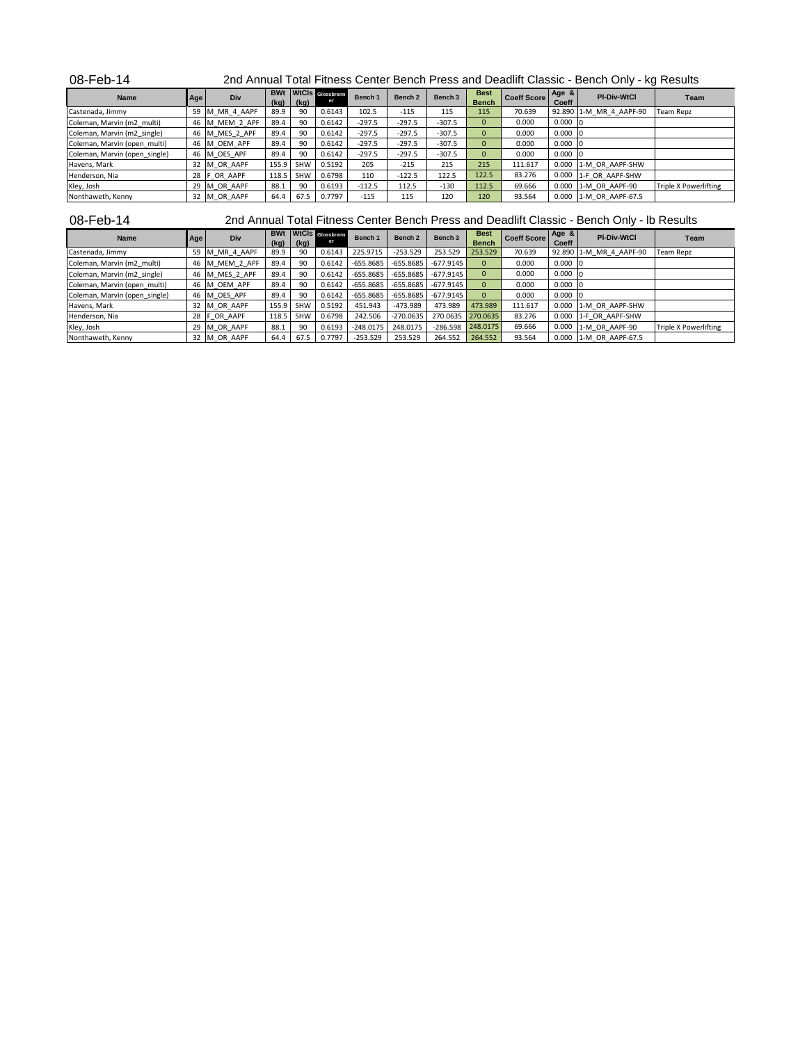08-Feb-14

## 2nd Annual Total Fitness Center Bench Press and Deadlift Classic - Bench Only - kg Results

| Name | Age | Div | BWt (kg) | WtCls (kg) | Glossbrenner | Bench 1 | Bench 2 | Bench 3 | Best Bench | Coeff Score | Age & Coeff | Pl-Div-WtCl | Team |
|---|---|---|---|---|---|---|---|---|---|---|---|---|---|
| Castenada, Jimmy | 59 | M_MR_4_AAPF | 89.9 | 90 | 0.6143 | 102.5 | -115 | 115 | 115 | 70.639 | 92.890 | 1-M_MR_4_AAPF-90 | Team Repz |
| Coleman, Marvin (m2_multi) | 46 | M_MEM_2_APF | 89.4 | 90 | 0.6142 | -297.5 | -297.5 | -307.5 | 0 | 0.000 | 0.000 | 0 | |
| Coleman, Marvin (m2_single) | 46 | M_MES_2_APF | 89.4 | 90 | 0.6142 | -297.5 | -297.5 | -307.5 | 0 | 0.000 | 0.000 | 0 | |
| Coleman, Marvin (open_multi) | 46 | M_OEM_APF | 89.4 | 90 | 0.6142 | -297.5 | -297.5 | -307.5 | 0 | 0.000 | 0.000 | 0 | |
| Coleman, Marvin (open_single) | 46 | M_OES_APF | 89.4 | 90 | 0.6142 | -297.5 | -297.5 | -307.5 | 0 | 0.000 | 0.000 | 0 | |
| Havens, Mark | 32 | M_OR_AAPF | 155.9 | SHW | 0.5192 | 205 | -215 | 215 | 215 | 111.617 | 0.000 | 1-M_OR_AAPF-SHW | |
| Henderson, Nia | 28 | F_OR_AAPF | 118.5 | SHW | 0.6798 | 110 | -122.5 | 122.5 | 122.5 | 83.276 | 0.000 | 1-F_OR_AAPF-SHW | |
| Kley, Josh | 29 | M_OR_AAPF | 88.1 | 90 | 0.6193 | -112.5 | 112.5 | -130 | 112.5 | 69.666 | 0.000 | 1-M_OR_AAPF-90 | Triple X Powerlifting |
| Nonthaweth, Kenny | 32 | M_OR_AAPF | 64.4 | 67.5 | 0.7797 | -115 | 115 | 120 | 120 | 93.564 | 0.000 | 1-M_OR_AAPF-67.5 | |

08-Feb-14

## 2nd Annual Total Fitness Center Bench Press and Deadlift Classic - Bench Only - lb Results

| Name | Age | Div | BWt (kg) | WtCls (kg) | Glossbrenner | Bench 1 | Bench 2 | Bench 3 | Best Bench | Coeff Score | Age & Coeff | Pl-Div-WtCl | Team |
|---|---|---|---|---|---|---|---|---|---|---|---|---|---|
| Castenada, Jimmy | 59 | M_MR_4_AAPF | 89.9 | 90 | 0.6143 | 225.9715 | -253.529 | 253.529 | 253.529 | 70.639 | 92.890 | 1-M_MR_4_AAPF-90 | Team Repz |
| Coleman, Marvin (m2_multi) | 46 | M_MEM_2_APF | 89.4 | 90 | 0.6142 | -655.8685 | -655.8685 | -677.9145 | 0 | 0.000 | 0.000 | 0 | |
| Coleman, Marvin (m2_single) | 46 | M_MES_2_APF | 89.4 | 90 | 0.6142 | -655.8685 | -655.8685 | -677.9145 | 0 | 0.000 | 0.000 | 0 | |
| Coleman, Marvin (open_multi) | 46 | M_OEM_APF | 89.4 | 90 | 0.6142 | -655.8685 | -655.8685 | -677.9145 | 0 | 0.000 | 0.000 | 0 | |
| Coleman, Marvin (open_single) | 46 | M_OES_APF | 89.4 | 90 | 0.6142 | -655.8685 | -655.8685 | -677.9145 | 0 | 0.000 | 0.000 | 0 | |
| Havens, Mark | 32 | M_OR_AAPF | 155.9 | SHW | 0.5192 | 451.943 | -473.989 | 473.989 | 473.989 | 111.617 | 0.000 | 1-M_OR_AAPF-SHW | |
| Henderson, Nia | 28 | F_OR_AAPF | 118.5 | SHW | 0.6798 | 242.506 | -270.0635 | 270.0635 | 270.0635 | 83.276 | 0.000 | 1-F_OR_AAPF-SHW | |
| Kley, Josh | 29 | M_OR_AAPF | 88.1 | 90 | 0.6193 | -248.0175 | 248.0175 | -286.598 | 248.0175 | 69.666 | 0.000 | 1-M_OR_AAPF-90 | Triple X Powerlifting |
| Nonthaweth, Kenny | 32 | M_OR_AAPF | 64.4 | 67.5 | 0.7797 | -253.529 | 253.529 | 264.552 | 264.552 | 93.564 | 0.000 | 1-M_OR_AAPF-67.5 | |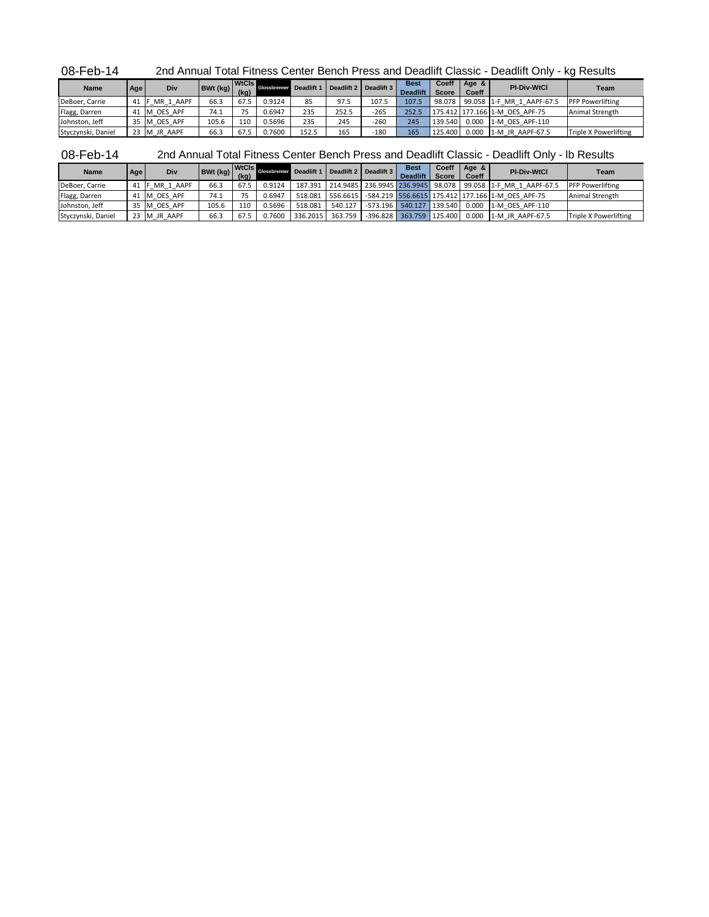08-Feb-14 2nd Annual Total Fitness Center Bench Press and Deadlift Classic - Deadlift Only - kg Results

| Name | Age | Div | BWt (kg) | WtCls (kg) | Glossbrenner | Deadlift 1 | Deadlift 2 | Deadlift 3 | Best Deadlift | Coeff Score | Age & Coeff | Pl-Div-WtCl | Team |
|---|---|---|---|---|---|---|---|---|---|---|---|---|---|
| DeBoer, Carrie | 41 | F_MR_1_AAPF | 66.3 | 67.5 | 0.9124 | 85 | 97.5 | 107.5 | 107.5 | 98.078 | 99.058 | 1-F_MR_1_AAPF-67.5 | PFP Powerlifting |
| Flagg, Darren | 41 | M_OES_APF | 74.1 | 75 | 0.6947 | 235 | 252.5 | -265 | 252.5 | 175.412 | 177.166 | 1-M_OES_APF-75 | Animal Strength |
| Johnston, Jeff | 35 | M_OES_APF | 105.6 | 110 | 0.5696 | 235 | 245 | -260 | 245 | 139.540 | 0.000 | 1-M_OES_APF-110 | |
| Styczynski, Daniel | 23 | M_JR_AAPF | 66.3 | 67.5 | 0.7600 | 152.5 | 165 | -180 | 165 | 125.400 | 0.000 | 1-M_JR_AAPF-67.5 | Triple X Powerlifting |

08-Feb-14 2nd Annual Total Fitness Center Bench Press and Deadlift Classic - Deadlift Only - lb Results

| Name | Age | Div | BWt (kg) | WtCls (kg) | Glossbrenner | Deadlift 1 | Deadlift 2 | Deadlift 3 | Best Deadlift | Coeff Score | Age & Coeff | Pl-Div-WtCl | Team |
|---|---|---|---|---|---|---|---|---|---|---|---|---|---|
| DeBoer, Carrie | 41 | F_MR_1_AAPF | 66.3 | 67.5 | 0.9124 | 187.391 | 214.9485 | 236.9945 | 236.9945 | 98.078 | 99.058 | 1-F_MR_1_AAPF-67.5 | PFP Powerlifting |
| Flagg, Darren | 41 | M_OES_APF | 74.1 | 75 | 0.6947 | 518.081 | 556.6615 | -584.219 | 556.6615 | 175.412 | 177.166 | 1-M_OES_APF-75 | Animal Strength |
| Johnston, Jeff | 35 | M_OES_APF | 105.6 | 110 | 0.5696 | 518.081 | 540.127 | -573.196 | 540.127 | 139.540 | 0.000 | 1-M_OES_APF-110 | |
| Styczynski, Daniel | 23 | M_JR_AAPF | 66.3 | 67.5 | 0.7600 | 336.2015 | 363.759 | -396.828 | 363.759 | 125.400 | 0.000 | 1-M_JR_AAPF-67.5 | Triple X Powerlifting |